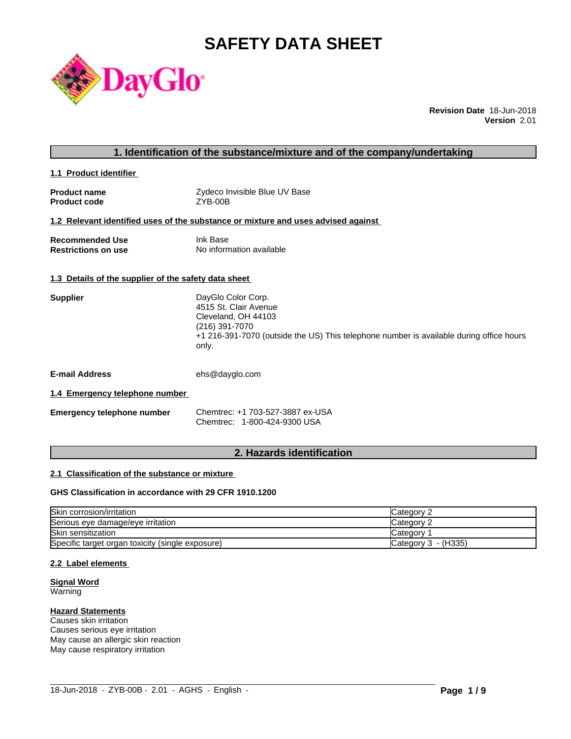# SAFETY DATA SHEET

**Revision Date** 18-Jun-2018
**Version** 2.01

## 1. Identification of the substance/mixture and of the company/undertaking

### 1.1 Product identifier

| | |
|---|---|
| **Product name** | Zydeco Invisible Blue UV Base |
| **Product code** | ZYB-00B |

### 1.2 Relevant identified uses of the substance or mixture and uses advised against

| | |
|---|---|
| **Recommended Use** | Ink Base |
| **Restrictions on use** | No information available |

### 1.3 Details of the supplier of the safety data sheet

**Supplier**

DayGlo Color Corp.
4515 St. Clair Avenue
Cleveland, OH 44103
(216) 391-7070
+1 216-391-7070 (outside the US) This telephone number is available during office hours only.

**E-mail Address** ehs@dayglo.com

### 1.4 Emergency telephone number

**Emergency telephone number**

Chemtrec: +1 703-527-3887 ex-USA
Chemtrec: 1-800-424-9300 USA

## 2. Hazards identification

### 2.1 Classification of the substance or mixture

**GHS Classification in accordance with 29 CFR 1910.1200**

| | |
|---|---|
| Skin corrosion/irritation | Category 2 |
| Serious eye damage/eye irritation | Category 2 |
| Skin sensitization | Category 1 |
| Specific target organ toxicity (single exposure) | Category 3 - (H335) |

### 2.2 Label elements

**Signal Word**
Warning

**Hazard Statements**
Causes skin irritation
Causes serious eye irritation
May cause an allergic skin reaction
May cause respiratory irritation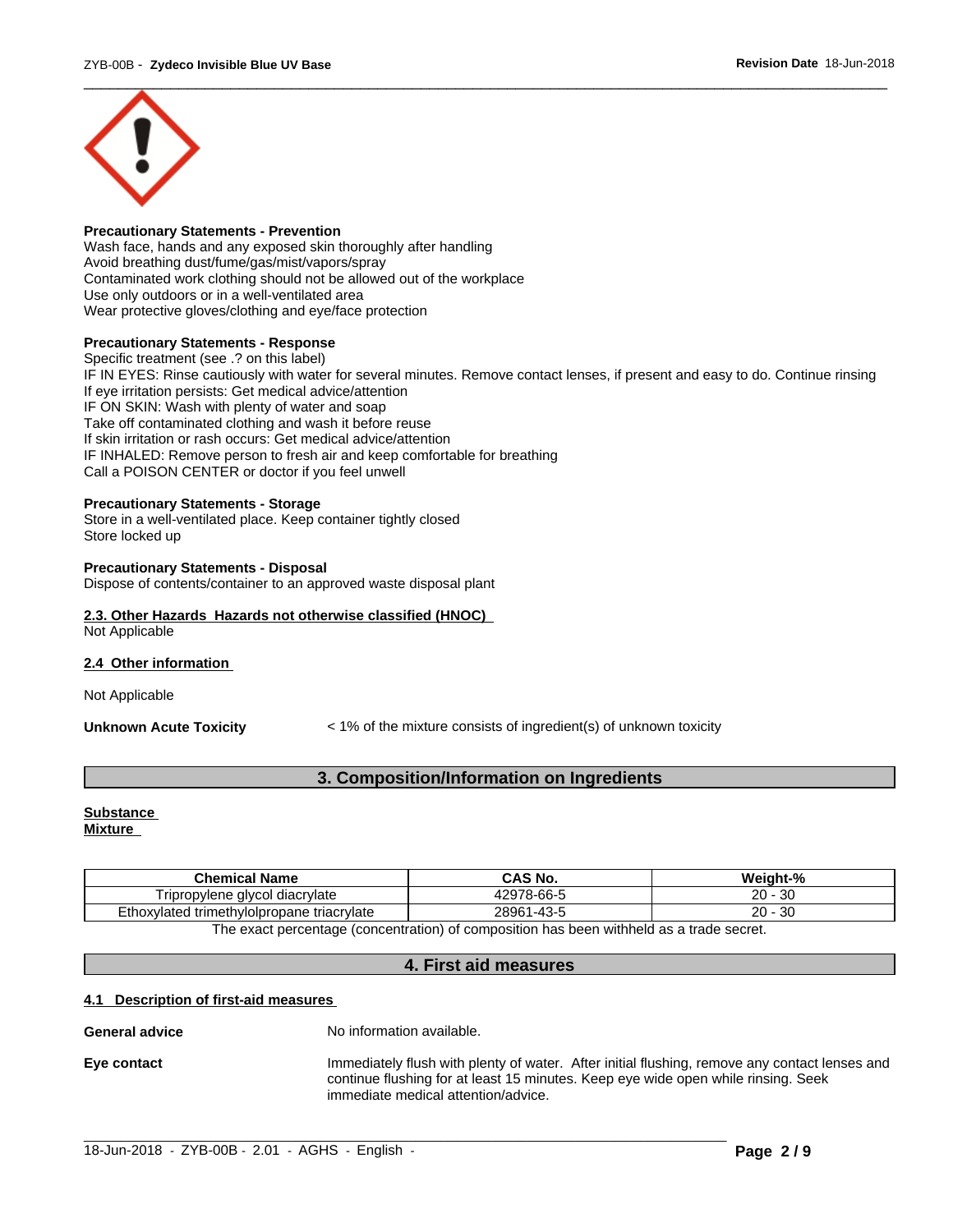**Precautionary Statements - Prevention**
Wash face, hands and any exposed skin thoroughly after handling
Avoid breathing dust/fume/gas/mist/vapors/spray
Contaminated work clothing should not be allowed out of the workplace
Use only outdoors or in a well-ventilated area
Wear protective gloves/clothing and eye/face protection

**Precautionary Statements - Response**
Specific treatment (see .? on this label)
IF IN EYES: Rinse cautiously with water for several minutes. Remove contact lenses, if present and easy to do. Continue rinsing
If eye irritation persists: Get medical advice/attention
IF ON SKIN: Wash with plenty of water and soap
Take off contaminated clothing and wash it before reuse
If skin irritation or rash occurs: Get medical advice/attention
IF INHALED: Remove person to fresh air and keep comfortable for breathing
Call a POISON CENTER or doctor if you feel unwell

**Precautionary Statements - Storage**
Store in a well-ventilated place. Keep container tightly closed
Store locked up

**Precautionary Statements - Disposal**
Dispose of contents/container to an approved waste disposal plant

**2.3. Other Hazards Hazards not otherwise classified (HNOC)**
Not Applicable

**2.4 Other information**

Not Applicable

**Unknown Acute Toxicity** < 1% of the mixture consists of ingredient(s) of unknown toxicity

## 3. Composition/Information on Ingredients

**Substance**
**Mixture**

| Chemical Name | CAS No. | Weight-% |
|---|---|---|
| Tripropylene glycol diacrylate | 42978-66-5 | 20 - 30 |
| Ethoxylated trimethylolpropane triacrylate | 28961-43-5 | 20 - 30 |

The exact percentage (concentration) of composition has been withheld as a trade secret.

## 4. First aid measures

**4.1 Description of first-aid measures**

**General advice** No information available.

**Eye contact** Immediately flush with plenty of water. After initial flushing, remove any contact lenses and continue flushing for at least 15 minutes. Keep eye wide open while rinsing. Seek immediate medical attention/advice.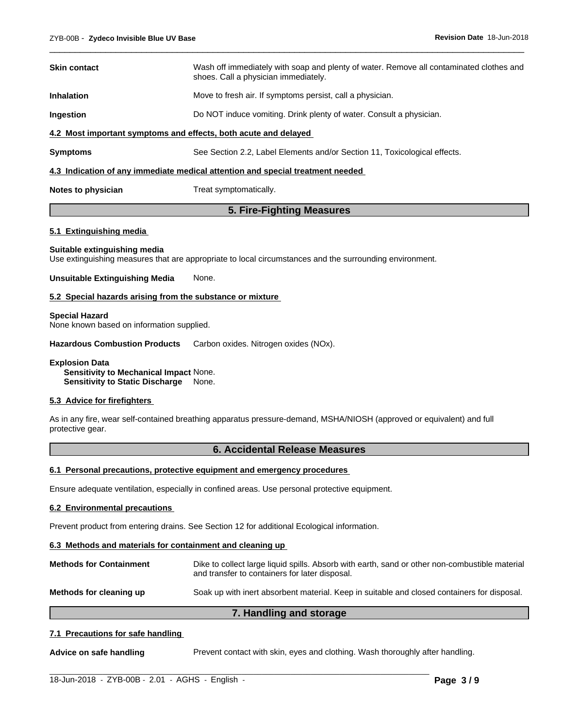**Skin contact** Wash off immediately with soap and plenty of water. Remove all contaminated clothes and shoes. Call a physician immediately.

**Inhalation** Move to fresh air. If symptoms persist, call a physician.

**Ingestion** Do NOT induce vomiting. Drink plenty of water. Consult a physician.

### 4.2 Most important symptoms and effects, both acute and delayed

**Symptoms** See Section 2.2, Label Elements and/or Section 11, Toxicological effects.

### 4.3 Indication of any immediate medical attention and special treatment needed

**Notes to physician** Treat symptomatically.

## 5. Fire-Fighting Measures

### 5.1 Extinguishing media

**Suitable extinguishing media**
Use extinguishing measures that are appropriate to local circumstances and the surrounding environment.

**Unsuitable Extinguishing Media** None.

### 5.2 Special hazards arising from the substance or mixture

**Special Hazard**
None known based on information supplied.

**Hazardous Combustion Products** Carbon oxides. Nitrogen oxides (NOx).

**Explosion Data**
**Sensitivity to Mechanical Impact** None.
**Sensitivity to Static Discharge** None.

### 5.3 Advice for firefighters

As in any fire, wear self-contained breathing apparatus pressure-demand, MSHA/NIOSH (approved or equivalent) and full protective gear.

## 6. Accidental Release Measures

### 6.1 Personal precautions, protective equipment and emergency procedures

Ensure adequate ventilation, especially in confined areas. Use personal protective equipment.

### 6.2 Environmental precautions

Prevent product from entering drains. See Section 12 for additional Ecological information.

### 6.3 Methods and materials for containment and cleaning up

**Methods for Containment** Dike to collect large liquid spills. Absorb with earth, sand or other non-combustible material and transfer to containers for later disposal.

**Methods for cleaning up** Soak up with inert absorbent material. Keep in suitable and closed containers for disposal.

## 7. Handling and storage

### 7.1 Precautions for safe handling

**Advice on safe handling** Prevent contact with skin, eyes and clothing. Wash thoroughly after handling.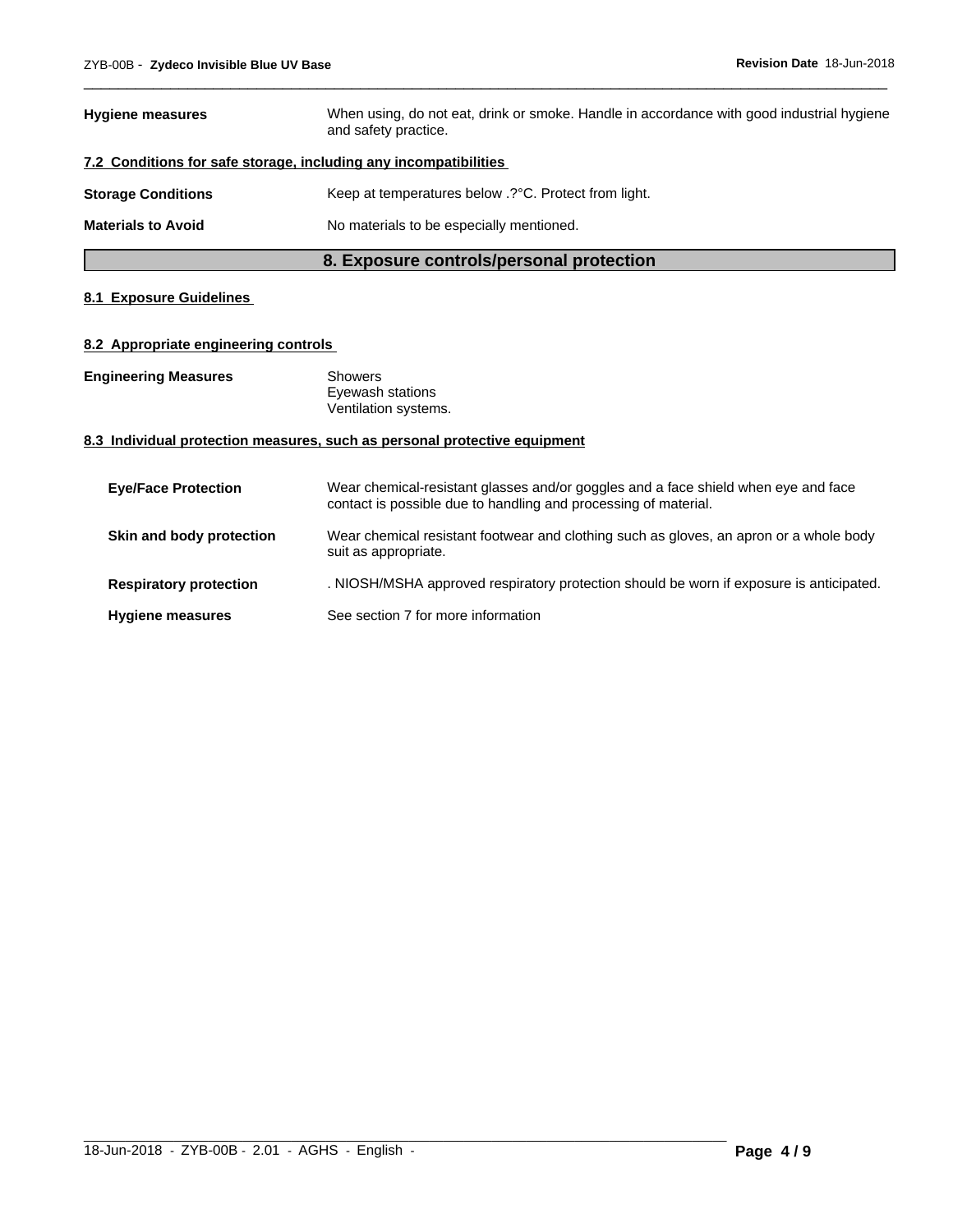| | |
|---|---|
| **Hygiene measures** | When using, do not eat, drink or smoke. Handle in accordance with good industrial hygiene and safety practice. |

### 7.2 Conditions for safe storage, including any incompatibilities

| | |
|---|---|
| **Storage Conditions** | Keep at temperatures below .?°C. Protect from light. |
| **Materials to Avoid** | No materials to be especially mentioned. |

## 8. Exposure controls/personal protection

### 8.1 Exposure Guidelines

### 8.2 Appropriate engineering controls

| | |
|---|---|
| **Engineering Measures** | Showers<br>Eyewash stations<br>Ventilation systems. |

### 8.3 Individual protection measures, such as personal protective equipment

| | |
|---|---|
| **Eye/Face Protection** | Wear chemical-resistant glasses and/or goggles and a face shield when eye and face contact is possible due to handling and processing of material. |
| **Skin and body protection** | Wear chemical resistant footwear and clothing such as gloves, an apron or a whole body suit as appropriate. |
| **Respiratory protection** | . NIOSH/MSHA approved respiratory protection should be worn if exposure is anticipated. |
| **Hygiene measures** | See section 7 for more information |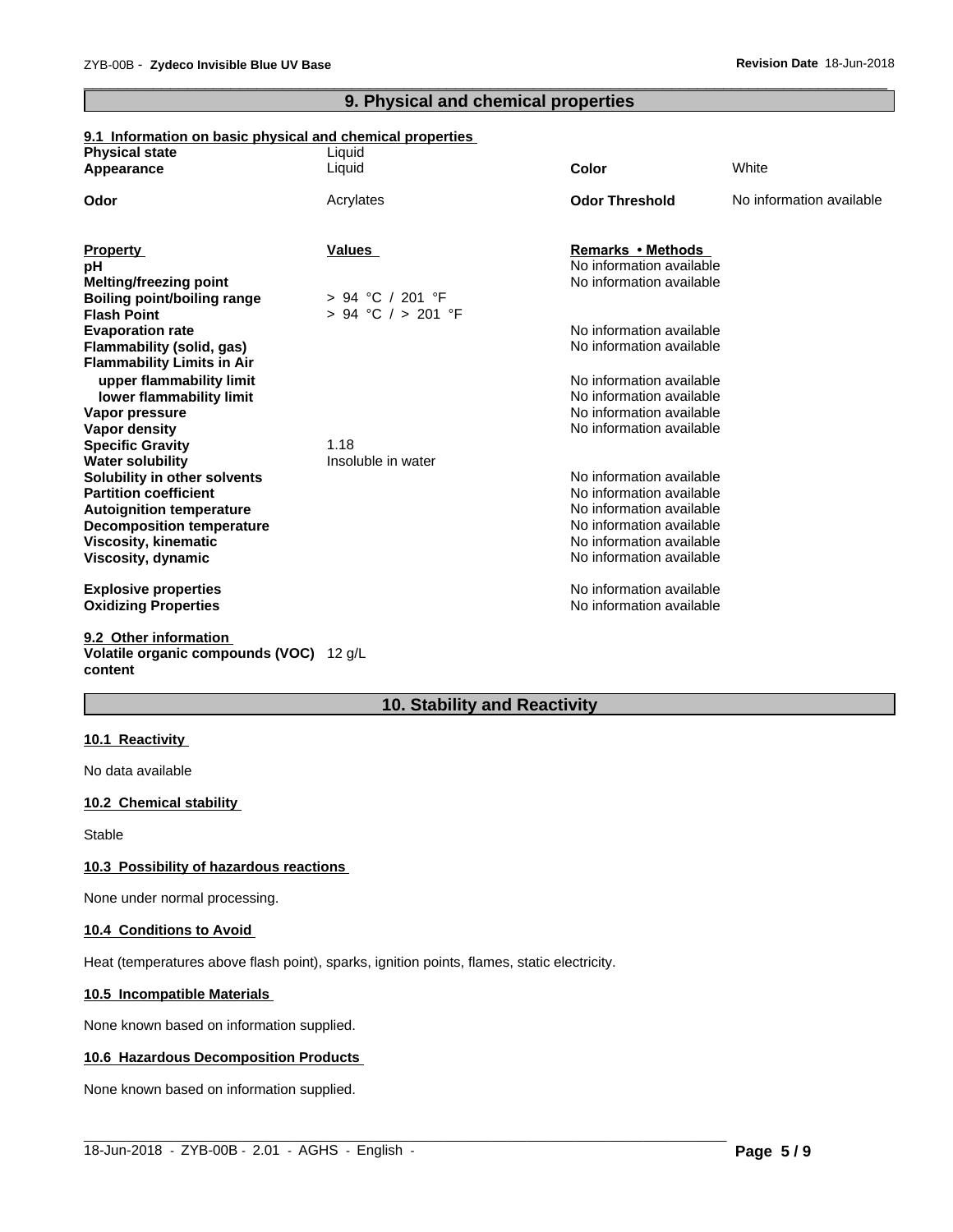## 9. Physical and chemical properties

### 9.1 Information on basic physical and chemical properties

| | | | |
|---|---|---|---|
| **Physical state** | Liquid | | |
| **Appearance** | Liquid | **Color** | White |
| **Odor** | Acrylates | **Odor Threshold** | No information available |

| **Property** | **Values** | **Remarks • Methods** |
|---|---|---|
| **pH** | | No information available |
| **Melting/freezing point** | | No information available |
| **Boiling point/boiling range** | > 94 °C / 201 °F | |
| **Flash Point** | > 94 °C / > 201 °F | |
| **Evaporation rate** | | No information available |
| **Flammability (solid, gas)** | | No information available |
| **Flammability Limits in Air** | | |
| **upper flammability limit** | | No information available |
| **lower flammability limit** | | No information available |
| **Vapor pressure** | | No information available |
| **Vapor density** | | No information available |
| **Specific Gravity** | 1.18 | |
| **Water solubility** | Insoluble in water | |
| **Solubility in other solvents** | | No information available |
| **Partition coefficient** | | No information available |
| **Autoignition temperature** | | No information available |
| **Decomposition temperature** | | No information available |
| **Viscosity, kinematic** | | No information available |
| **Viscosity, dynamic** | | No information available |
| **Explosive properties** | | No information available |
| **Oxidizing Properties** | | No information available |

### 9.2 Other information

**Volatile organic compounds (VOC) content** 12 g/L

## 10. Stability and Reactivity

### 10.1 Reactivity

No data available

### 10.2 Chemical stability

Stable

### 10.3 Possibility of hazardous reactions

None under normal processing.

### 10.4 Conditions to Avoid

Heat (temperatures above flash point), sparks, ignition points, flames, static electricity.

### 10.5 Incompatible Materials

None known based on information supplied.

### 10.6 Hazardous Decomposition Products

None known based on information supplied.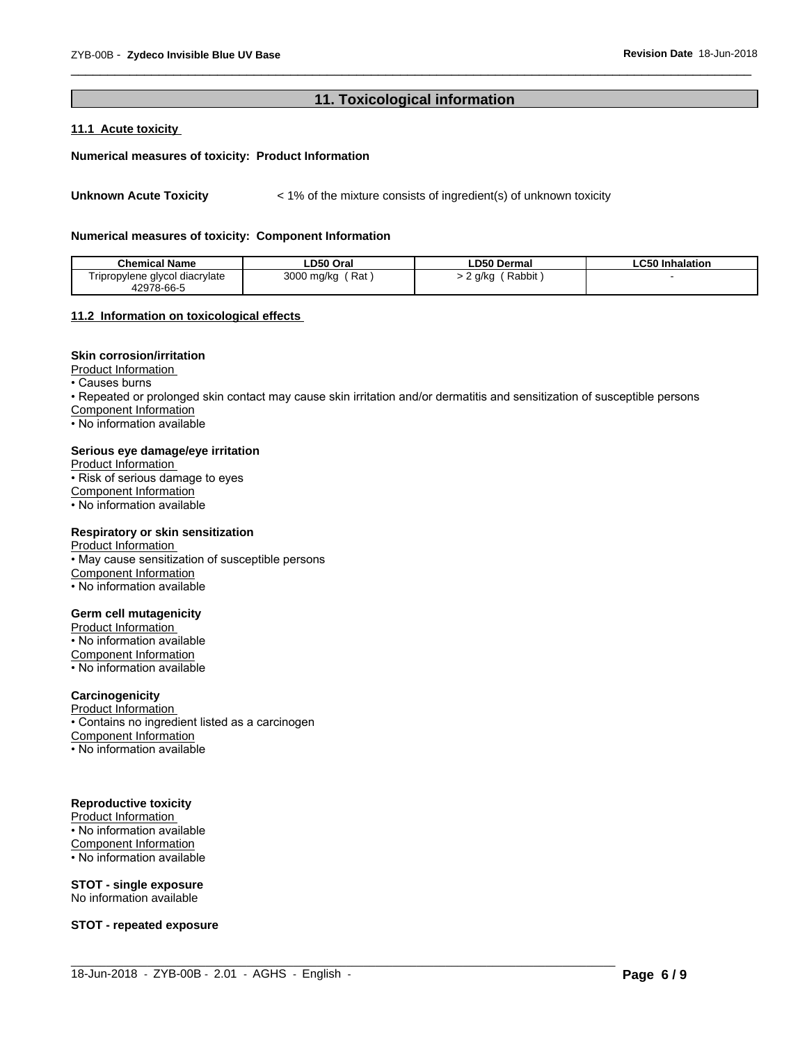## 11. Toxicological information

### 11.1 Acute toxicity

**Numerical measures of toxicity: Product Information**

**Unknown Acute Toxicity** < 1% of the mixture consists of ingredient(s) of unknown toxicity

**Numerical measures of toxicity: Component Information**

| Chemical Name | LD50 Oral | LD50 Dermal | LC50 Inhalation |
| --- | --- | --- | --- |
| Tripropylene glycol diacrylate 42978-66-5 | 3000 mg/kg ( Rat ) | > 2 g/kg ( Rabbit ) | - |

### 11.2 Information on toxicological effects

**Skin corrosion/irritation**

Product Information

• Causes burns

• Repeated or prolonged skin contact may cause skin irritation and/or dermatitis and sensitization of susceptible persons

Component Information

• No information available

**Serious eye damage/eye irritation**

Product Information

• Risk of serious damage to eyes

Component Information

• No information available

**Respiratory or skin sensitization**

Product Information

• May cause sensitization of susceptible persons

Component Information

• No information available

**Germ cell mutagenicity**

Product Information

• No information available

Component Information

• No information available

**Carcinogenicity**

Product Information

• Contains no ingredient listed as a carcinogen

Component Information

• No information available

**Reproductive toxicity**

Product Information

• No information available

Component Information

• No information available

**STOT - single exposure**

No information available

**STOT - repeated exposure**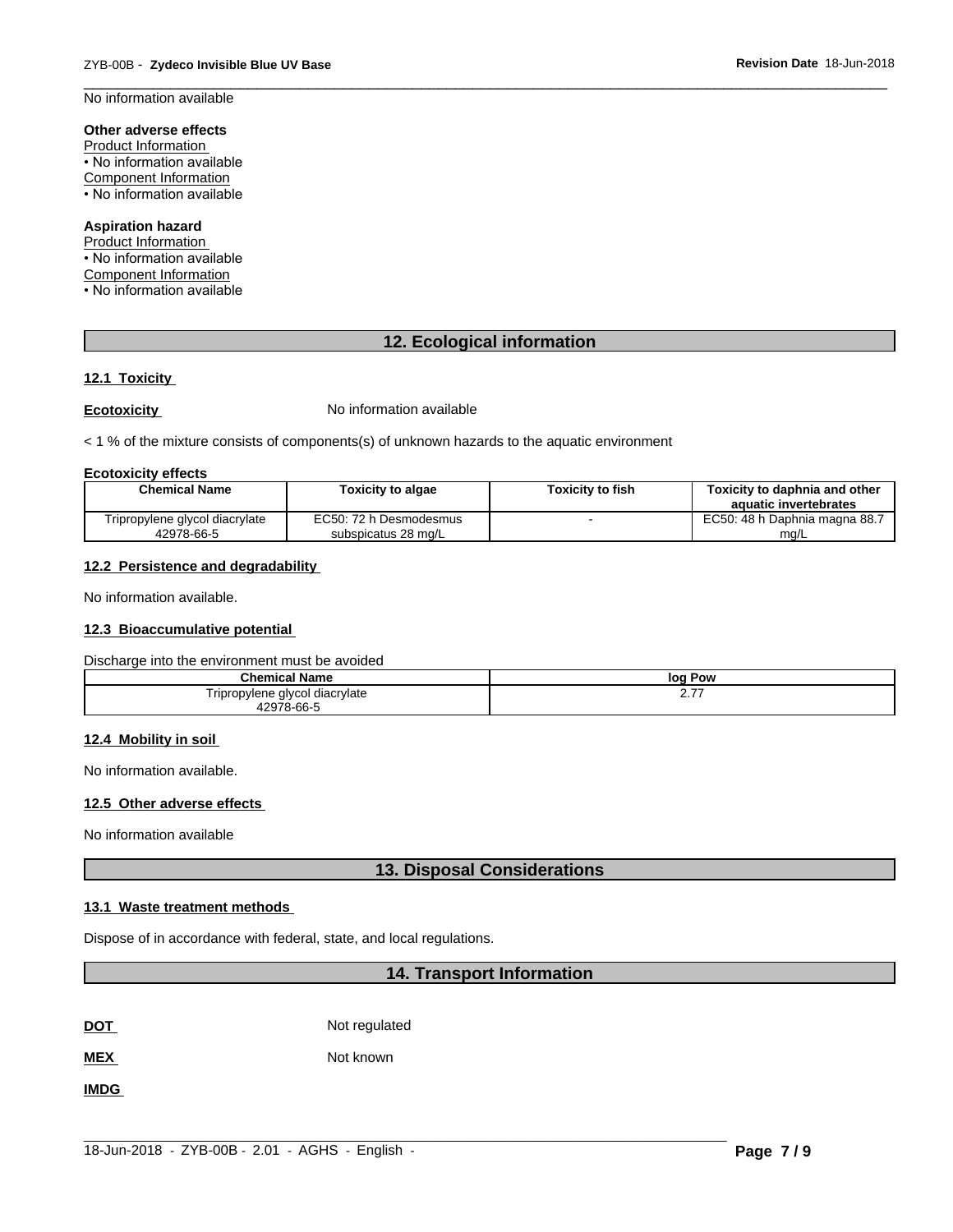No information available

**Other adverse effects**
Product Information
• No information available
Component Information
• No information available

**Aspiration hazard**
Product Information
• No information available
Component Information
• No information available

## 12. Ecological information

### 12.1 Toxicity

**Ecotoxicity** No information available

< 1 % of the mixture consists of components(s) of unknown hazards to the aquatic environment

**Ecotoxicity effects**

| Chemical Name | Toxicity to algae | Toxicity to fish | Toxicity to daphnia and other aquatic invertebrates |
|---|---|---|---|
| Tripropylene glycol diacrylate 42978-66-5 | EC50: 72 h Desmodesmus subspicatus 28 mg/L | - | EC50: 48 h Daphnia magna 88.7 mg/L |

### 12.2 Persistence and degradability

No information available.

### 12.3 Bioaccumulative potential

Discharge into the environment must be avoided

| Chemical Name | log Pow |
|---|---|
| Tripropylene glycol diacrylate 42978-66-5 | 2.77 |

### 12.4 Mobility in soil

No information available.

### 12.5 Other adverse effects

No information available

## 13. Disposal Considerations

### 13.1 Waste treatment methods

Dispose of in accordance with federal, state, and local regulations.

## 14. Transport Information

**DOT** Not regulated

**MEX** Not known

**IMDG**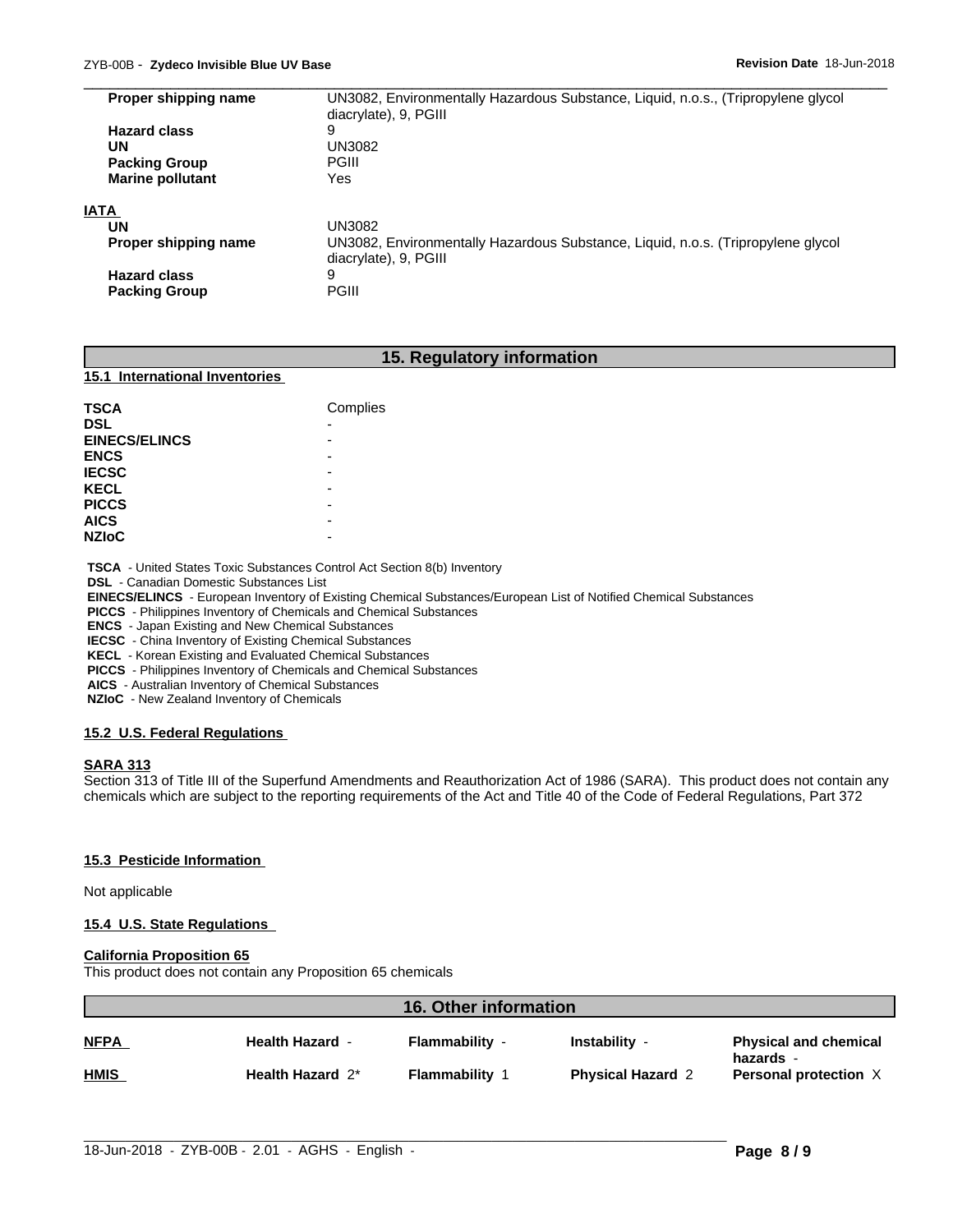| | |
|---|---|
| **Proper shipping name** | UN3082, Environmentally Hazardous Substance, Liquid, n.o.s., (Tripropylene glycol diacrylate), 9, PGIII |
| **Hazard class** | 9 |
| **UN** | UN3082 |
| **Packing Group** | PGIII |
| **Marine pollutant** | Yes |

**IATA**

| | |
|---|---|
| **UN** | UN3082 |
| **Proper shipping name** | UN3082, Environmentally Hazardous Substance, Liquid, n.o.s. (Tripropylene glycol diacrylate), 9, PGIII |
| **Hazard class** | 9 |
| **Packing Group** | PGIII |

## 15. Regulatory information

### 15.1 International Inventories

| | |
|---|---|
| **TSCA** | Complies |
| **DSL** | - |
| **EINECS/ELINCS** | - |
| **ENCS** | - |
| **IECSC** | - |
| **KECL** | - |
| **PICCS** | - |
| **AICS** | - |
| **NZIoC** | - |

**TSCA** - United States Toxic Substances Control Act Section 8(b) Inventory
**DSL** - Canadian Domestic Substances List
**EINECS/ELINCS** - European Inventory of Existing Chemical Substances/European List of Notified Chemical Substances
**PICCS** - Philippines Inventory of Chemicals and Chemical Substances
**ENCS** - Japan Existing and New Chemical Substances
**IECSC** - China Inventory of Existing Chemical Substances
**KECL** - Korean Existing and Evaluated Chemical Substances
**PICCS** - Philippines Inventory of Chemicals and Chemical Substances
**AICS** - Australian Inventory of Chemical Substances
**NZIoC** - New Zealand Inventory of Chemicals

### 15.2 U.S. Federal Regulations

**SARA 313**

Section 313 of Title III of the Superfund Amendments and Reauthorization Act of 1986 (SARA). This product does not contain any chemicals which are subject to the reporting requirements of the Act and Title 40 of the Code of Federal Regulations, Part 372

### 15.3 Pesticide Information

Not applicable

### 15.4 U.S. State Regulations

**California Proposition 65**

This product does not contain any Proposition 65 chemicals

## 16. Other information

| | | | | |
|---|---|---|---|---|
| **NFPA** | **Health Hazard** - | **Flammability** - | **Instability** - | **Physical and chemical hazards** - |
| **HMIS** | **Health Hazard** 2* | **Flammability** 1 | **Physical Hazard** 2 | **Personal protection** X |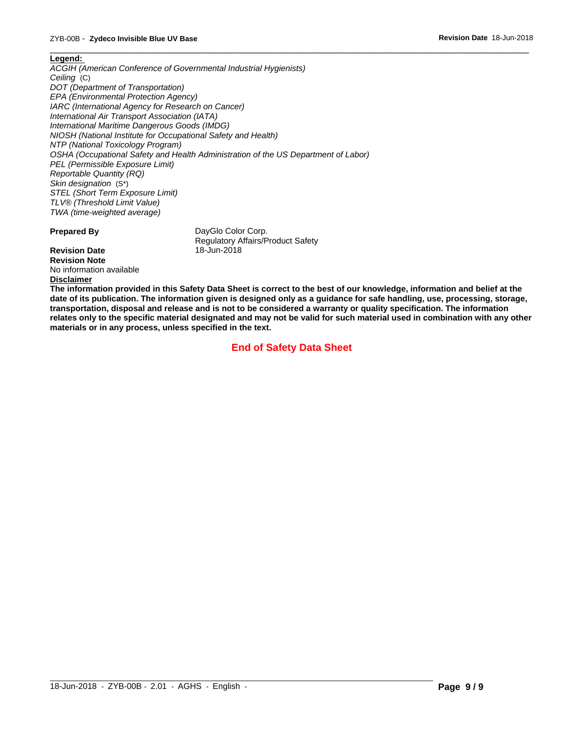**Legend:**

*ACGIH (American Conference of Governmental Industrial Hygienists)*
*Ceiling* (C)
*DOT (Department of Transportation)*
*EPA (Environmental Protection Agency)*
*IARC (International Agency for Research on Cancer)*
*International Air Transport Association (IATA)*
*International Maritime Dangerous Goods (IMDG)*
*NIOSH (National Institute for Occupational Safety and Health)*
*NTP (National Toxicology Program)*
*OSHA (Occupational Safety and Health Administration of the US Department of Labor)*
*PEL (Permissible Exposure Limit)*
*Reportable Quantity (RQ)*
*Skin designation* (S*)
*STEL (Short Term Exposure Limit)*
*TLV® (Threshold Limit Value)*
*TWA (time-weighted average)*

**Prepared By** DayGlo Color Corp.
Regulatory Affairs/Product Safety

**Revision Date** 18-Jun-2018

**Revision Note**

No information available

**Disclaimer**

**The information provided in this Safety Data Sheet is correct to the best of our knowledge, information and belief at the date of its publication. The information given is designed only as a guidance for safe handling, use, processing, storage, transportation, disposal and release and is not to be considered a warranty or quality specification. The information relates only to the specific material designated and may not be valid for such material used in combination with any other materials or in any process, unless specified in the text.**

**End of Safety Data Sheet**